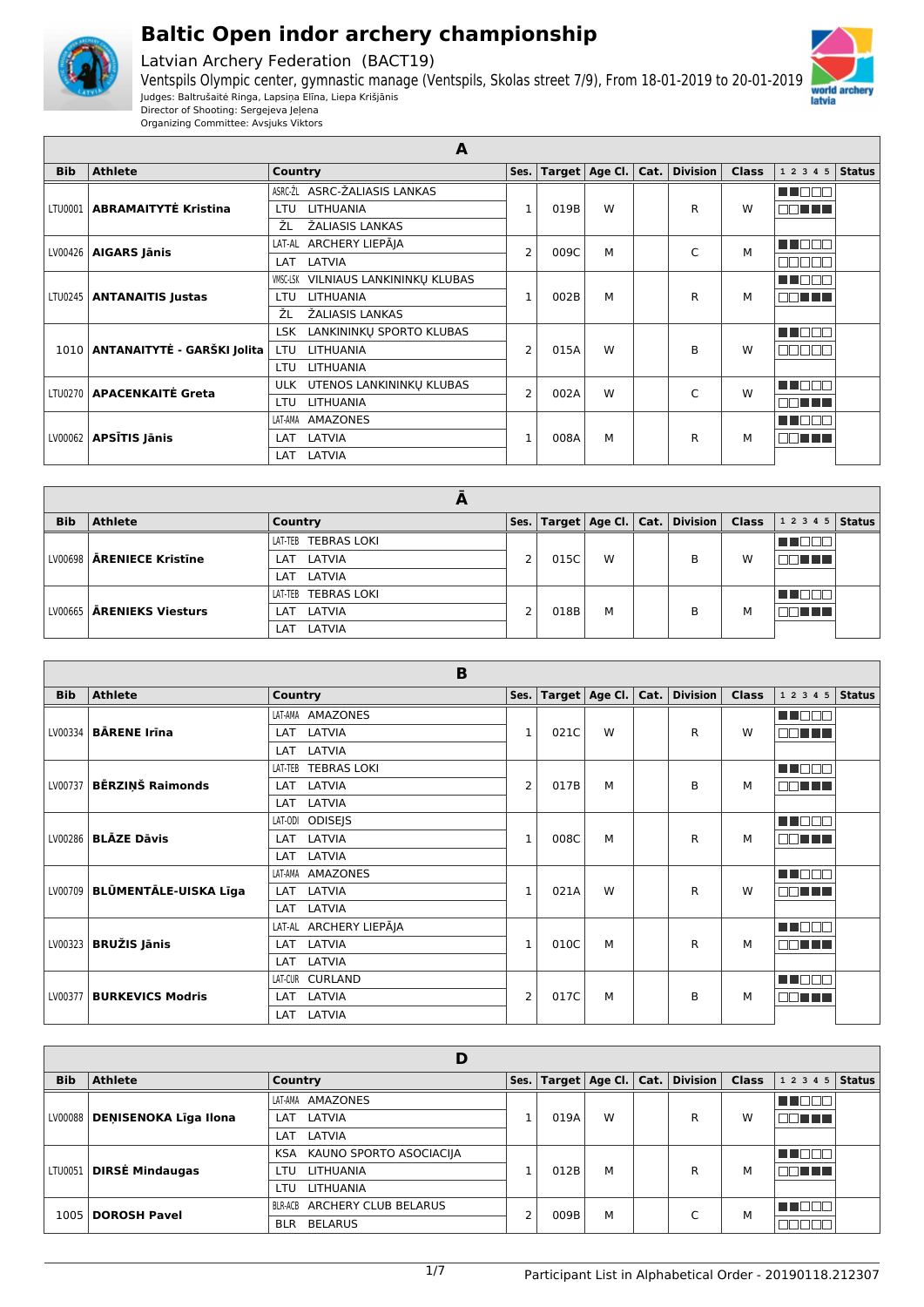# Baltic Open indoor archery championship

Latvian Archery Federation (BACT19)

Ventspils Olympic center, gymnastic manage (Ventspils, Skolas street 7/9), From 18-01-2019 to 20-01-2019

Judges: Baltrušaitė Ringa, Lapsiņa Elīna, Liepa Krišjānis

Director of Shooting: Sergejeva Jeļena

Organizing Committee: Avsjuks Viktors

## A

| Bib | Athlete | Country | Ses. | Target | Age Cl. | Cat. | Division | Class | 1 2 3 4 5 | Status |
|---|---|---|---|---|---|---|---|---|---|---|
| LTU0001 | **ABRAMAITYTĖ Kristina** | ASRC-ŽL ASRC-ŽALIASIS LANKAS<br>LTU LITHUANIA<br>ŽL ŽALIASIS LANKAS | 1 | 019B | W | | R | W | | |
| LV00426 | **AIGARS Jānis** | LAT-AL ARCHERY LIEPĀJA<br>LAT LATVIA | 2 | 009C | M | | C | M | | |
| LTU0245 | **ANTANAITIS Justas** | VMSC-LSK VILNIAUS LANKININKŲ KLUBAS<br>LTU LITHUANIA<br>ŽL ŽALIASIS LANKAS | 1 | 002B | M | | R | M | | |
| 1010 | **ANTANAITYTĖ - GARŠKI Jolita** | LSK LANKININKŲ SPORTO KLUBAS<br>LTU LITHUANIA<br>LTU LITHUANIA | 2 | 015A | W | | B | W | | |
| LTU0270 | **APACENKAITĖ Greta** | ULK UTENOS LANKININKŲ KLUBAS<br>LTU LITHUANIA | 2 | 002A | W | | C | W | | |
| LV00062 | **APSĪTIS Jānis** | LAT-AMA AMAZONES<br>LAT LATVIA<br>LAT LATVIA | 1 | 008A | M | | R | M | | |

## Ā

| Bib | Athlete | Country | Ses. | Target | Age Cl. | Cat. | Division | Class | 1 2 3 4 5 | Status |
|---|---|---|---|---|---|---|---|---|---|---|
| LV00698 | **ĀRENIECE Kristīne** | LAT-TEB TEBRAS LOKI<br>LAT LATVIA<br>LAT LATVIA | 2 | 015C | W | | B | W | | |
| LV00665 | **ĀRENIEKS Viesturs** | LAT-TEB TEBRAS LOKI<br>LAT LATVIA<br>LAT LATVIA | 2 | 018B | M | | B | M | | |

## B

| Bib | Athlete | Country | Ses. | Target | Age Cl. | Cat. | Division | Class | 1 2 3 4 5 | Status |
|---|---|---|---|---|---|---|---|---|---|---|
| LV00334 | **BĀRENE Irīna** | LAT-AMA AMAZONES<br>LAT LATVIA<br>LAT LATVIA | 1 | 021C | W | | R | W | | |
| LV00737 | **BĒRZIŅŠ Raimonds** | LAT-TEB TEBRAS LOKI<br>LAT LATVIA<br>LAT LATVIA | 2 | 017B | M | | B | M | | |
| LV00286 | **BLĀZE Dāvis** | LAT-ODI ODISEJS<br>LAT LATVIA<br>LAT LATVIA | 1 | 008C | M | | R | M | | |
| LV00709 | **BLŪMENTĀLE-UISKA Līga** | LAT-AMA AMAZONES<br>LAT LATVIA<br>LAT LATVIA | 1 | 021A | W | | R | W | | |
| LV00323 | **BRUŽIS Jānis** | LAT-AL ARCHERY LIEPĀJA<br>LAT LATVIA<br>LAT LATVIA | 1 | 010C | M | | R | M | | |
| LV00377 | **BURKEVICS Modris** | LAT-CUR CURLAND<br>LAT LATVIA<br>LAT LATVIA | 2 | 017C | M | | B | M | | |

## D

| Bib | Athlete | Country | Ses. | Target | Age Cl. | Cat. | Division | Class | 1 2 3 4 5 | Status |
|---|---|---|---|---|---|---|---|---|---|---|
| LV00088 | **DEŅISENOKA Līga Ilona** | LAT-AMA AMAZONES<br>LAT LATVIA<br>LAT LATVIA | 1 | 019A | W | | R | W | | |
| LTU0051 | **DIRSĖ Mindaugas** | KSA KAUNO SPORTO ASOCIACIJA<br>LTU LITHUANIA<br>LTU LITHUANIA | 1 | 012B | M | | R | M | | |
| 1005 | **DOROSH Pavel** | BLR-ACB ARCHERY CLUB BELARUS<br>BLR BELARUS | 2 | 009B | M | | C | M | | |

Participant List in Alphabetical Order - 20190118.212307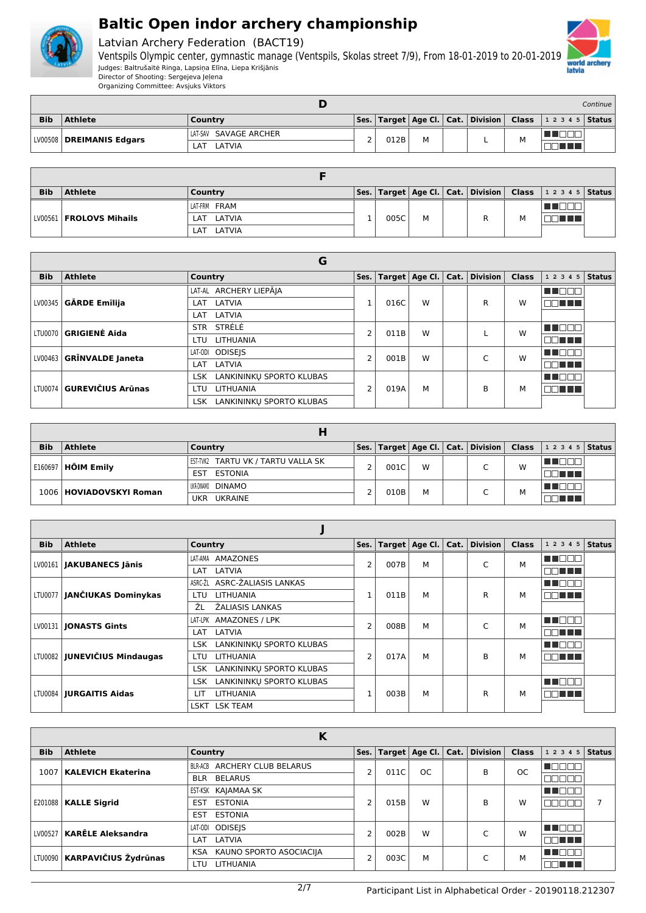# Baltic Open indor archery championship

Latvian Archery Federation (BACT19)

Ventspils Olympic center, gymnastic manage (Ventspils, Skolas street 7/9), From 18-01-2019 to 20-01-2019

Judges: Baltrušaitė Ringa, Lapsiņa Elīna, Liepa Krišjānis

Director of Shooting: Sergejeva Jeļena

Organizing Committee: Avsjuks Viktors

## D

*Continue*

| Bib | Athlete | Country | Ses. | Target | Age Cl. | Cat. | Division | Class | 1 2 3 4 5 | Status |
|---|---|---|---|---|---|---|---|---|---|---|
| LV00508 | **DREIMANIS Edgars** | LAT-SAV SAVAGE ARCHER<br>LAT LATVIA | 2 | 012B | M | | L | M | ■■□□□<br>□□■■■ | |

## F

| Bib | Athlete | Country | Ses. | Target | Age Cl. | Cat. | Division | Class | 1 2 3 4 5 | Status |
|---|---|---|---|---|---|---|---|---|---|---|
| LV00561 | **FROLOVS Mihails** | LAT-FRM FRAM<br>LAT LATVIA<br>LAT LATVIA | 1 | 005C | M | | R | M | ■■□□□<br>□□■■■ | |

## G

| Bib | Athlete | Country | Ses. | Target | Age Cl. | Cat. | Division | Class | 1 2 3 4 5 | Status |
|---|---|---|---|---|---|---|---|---|---|---|
| LV00345 | **GĀRDE Emīlija** | LAT-AL ARCHERY LIEPĀJA<br>LAT LATVIA<br>LAT LATVIA | 1 | 016C | W | | R | W | ■■□□□<br>□□■■■ | |
| LTU0070 | **GRIGIENĖ Aida** | STR STRĖLĖ<br>LTU LITHUANIA | 2 | 011B | W | | L | W | ■■□□□<br>□□■■■ | |
| LV00463 | **GRĪNVALDE Janeta** | LAT-ODI ODISEJS<br>LAT LATVIA | 2 | 001B | W | | C | W | ■■□□□<br>□□■■■ | |
| LTU0074 | **GUREVIČIUS Arūnas** | LSK LANKININKŲ SPORTO KLUBAS<br>LTU LITHUANIA<br>LSK LANKININKŲ SPORTO KLUBAS | 2 | 019A | M | | B | M | ■■□□□<br>□□■■■ | |

## H

| Bib | Athlete | Country | Ses. | Target | Age Cl. | Cat. | Division | Class | 1 2 3 4 5 | Status |
|---|---|---|---|---|---|---|---|---|---|---|
| E160697 | **HÕIM Emily** | EST-TVK2 TARTU VK / TARTU VALLA SK<br>EST ESTONIA | 2 | 001C | W | | C | W | ■■□□□<br>□□■■■ | |
| 1006 | **HOVIADOVSKYI Roman** | UKR-DINAMO DINAMO<br>UKR UKRAINE | 2 | 010B | M | | C | M | ■■□□□<br>□□■■■ | |

## J

| Bib | Athlete | Country | Ses. | Target | Age Cl. | Cat. | Division | Class | 1 2 3 4 5 | Status |
|---|---|---|---|---|---|---|---|---|---|---|
| LV00161 | **JAKUBANECS Jānis** | LAT-AMA AMAZONES<br>LAT LATVIA | 2 | 007B | M | | C | M | ■■□□□<br>□□■■■ | |
| LTU0077 | **JANČIUKAS Dominykas** | ASRC-ŽL ASRC-ŽALIASIS LANKAS<br>LTU LITHUANIA<br>ŽL ŽALIASIS LANKAS | 1 | 011B | M | | R | M | ■■□□□<br>□□■■■ | |
| LV00131 | **JONASTS Gints** | LAT-LPK AMAZONES / LPK<br>LAT LATVIA | 2 | 008B | M | | C | M | ■■□□□<br>□□■■■ | |
| LTU0082 | **JUNEVIČIUS Mindaugas** | LSK LANKININKŲ SPORTO KLUBAS<br>LTU LITHUANIA<br>LSK LANKININKŲ SPORTO KLUBAS | 2 | 017A | M | | B | M | ■■□□□<br>□□■■■ | |
| LTU0084 | **JURGAITIS Aidas** | LSK LANKININKŲ SPORTO KLUBAS<br>LIT LITHUANIA<br>LSKT LSK TEAM | 1 | 003B | M | | R | M | ■■□□□<br>□□■■■ | |

## K

| Bib | Athlete | Country | Ses. | Target | Age Cl. | Cat. | Division | Class | 1 2 3 4 5 | Status |
|---|---|---|---|---|---|---|---|---|---|---|
| 1007 | **KALEVICH Ekaterina** | BLR-ACB ARCHERY CLUB BELARUS<br>BLR BELARUS | 2 | 011C | OC | | B | OC | ■□□□□<br>□□□□□ | |
| E201088 | **KALLE Sigrid** | EST-KSK KAJAMAA SK<br>EST ESTONIA<br>EST ESTONIA | 2 | 015B | W | | B | W | ■■□□□<br>□□□□□ | 7 |
| LV00527 | **KARĒLE Aleksandra** | LAT-ODI ODISEJS<br>LAT LATVIA | 2 | 002B | W | | C | W | ■■□□□<br>□□■■■ | |
| LTU0090 | **KARPAVIČIUS Žydrūnas** | KSA KAUNO SPORTO ASOCIACIJA<br>LTU LITHUANIA | 2 | 003C | M | | C | M | ■■□□□<br>□□■■■ | |

Participant List in Alphabetical Order - 20190118.212307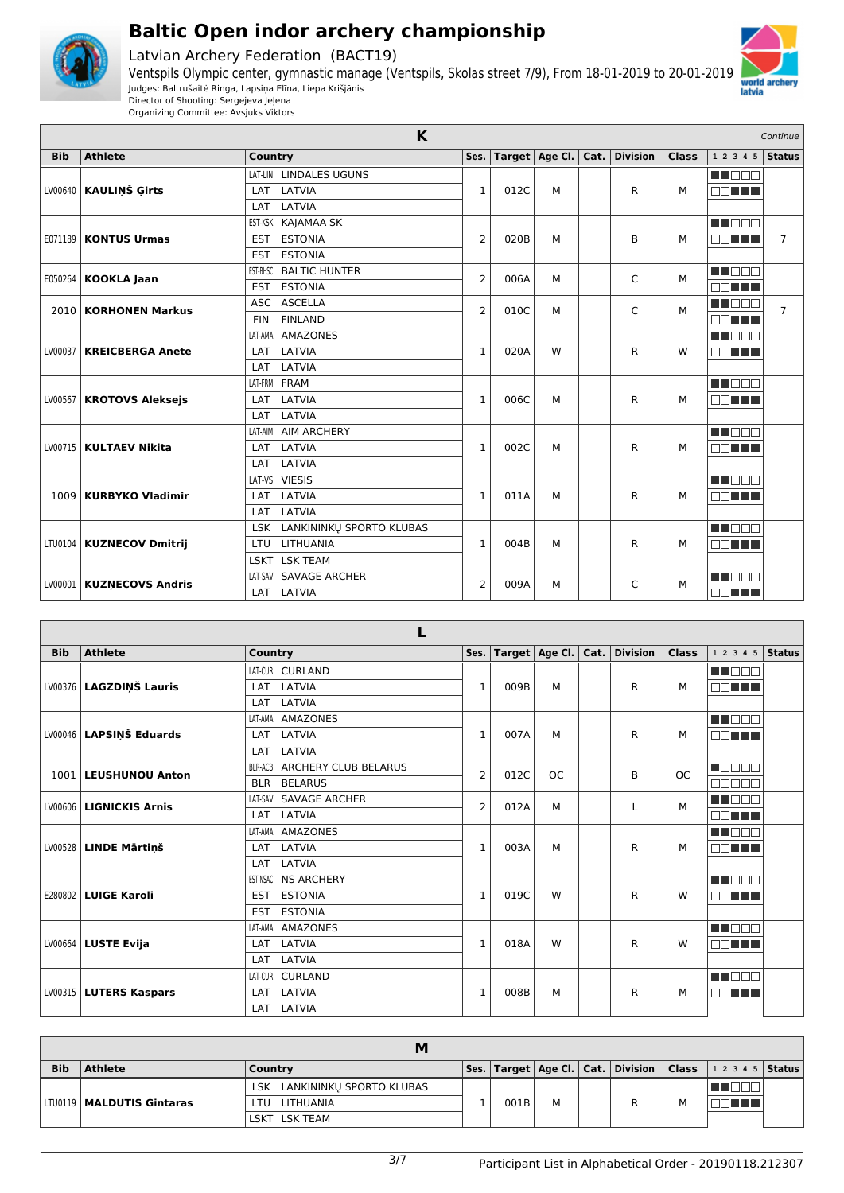# Baltic Open indoor archery championship

Latvian Archery Federation (BACT19)

Ventspils Olympic center, gymnastic manage (Ventspils, Skolas street 7/9), From 18-01-2019 to 20-01-2019

Judges: Baltrušaitė Ringa, Lapsiņa Elīna, Liepa Krišjānis

Director of Shooting: Sergejeva Jeļena

Organizing Committee: Avsjuks Viktors

## K

*Continue*

| Bib | Athlete | Country | Ses. | Target | Age Cl. | Cat. | Division | Class | 1 2 3 4 5 | Status |
|---|---|---|---|---|---|---|---|---|---|---|
| LV00640 | **KAULIŅŠ Ģirts** | LAT-LIN LINDALES UGUNS<br>LAT LATVIA<br>LAT LATVIA | 1 | 012C | M | | R | M | | |
| E071189 | **KONTUS Urmas** | EST-KSK KAJAMAA SK<br>EST ESTONIA<br>EST ESTONIA | 2 | 020B | M | | B | M | | 7 |
| E050264 | **KOOKLA Jaan** | EST-BHSC BALTIC HUNTER<br>EST ESTONIA | 2 | 006A | M | | C | M | | |
| 2010 | **KORHONEN Markus** | ASC ASCELLA<br>FIN FINLAND | 2 | 010C | M | | C | M | | 7 |
| LV00037 | **KREICBERGA Anete** | LAT-AMA AMAZONES<br>LAT LATVIA<br>LAT LATVIA | 1 | 020A | W | | R | W | | |
| LV00567 | **KROTOVS Aleksejs** | LAT-FRM FRAM<br>LAT LATVIA<br>LAT LATVIA | 1 | 006C | M | | R | M | | |
| LV00715 | **KULTAEV Nikita** | LAT-AIM AIM ARCHERY<br>LAT LATVIA<br>LAT LATVIA | 1 | 002C | M | | R | M | | |
| 1009 | **KURBYKO Vladimir** | LAT-VS VIESIS<br>LAT LATVIA<br>LAT LATVIA | 1 | 011A | M | | R | M | | |
| LTU0104 | **KUZNECOV Dmitrij** | LSK LANKININKŲ SPORTO KLUBAS<br>LTU LITHUANIA<br>LSKT LSK TEAM | 1 | 004B | M | | R | M | | |
| LV00001 | **KUZŅECOVS Andris** | LAT-SAV SAVAGE ARCHER<br>LAT LATVIA | 2 | 009A | M | | C | M | | |

## L

| Bib | Athlete | Country | Ses. | Target | Age Cl. | Cat. | Division | Class | 1 2 3 4 5 | Status |
|---|---|---|---|---|---|---|---|---|---|---|
| LV00376 | **LAGZDIŅŠ Lauris** | LAT-CUR CURLAND<br>LAT LATVIA<br>LAT LATVIA | 1 | 009B | M | | R | M | | |
| LV00046 | **LAPSIŅŠ Eduards** | LAT-AMA AMAZONES<br>LAT LATVIA<br>LAT LATVIA | 1 | 007A | M | | R | M | | |
| 1001 | **LEUSHUNOU Anton** | BLR-ACB ARCHERY CLUB BELARUS<br>BLR BELARUS | 2 | 012C | OC | | B | OC | | |
| LV00606 | **LIGNICKIS Arnis** | LAT-SAV SAVAGE ARCHER<br>LAT LATVIA | 2 | 012A | M | | L | M | | |
| LV00528 | **LINDE Mārtiņš** | LAT-AMA AMAZONES<br>LAT LATVIA<br>LAT LATVIA | 1 | 003A | M | | R | M | | |
| E280802 | **LUIGE Karoli** | EST-NSAC NS ARCHERY<br>EST ESTONIA<br>EST ESTONIA | 1 | 019C | W | | R | W | | |
| LV00664 | **LUSTE Evija** | LAT-AMA AMAZONES<br>LAT LATVIA<br>LAT LATVIA | 1 | 018A | W | | R | W | | |
| LV00315 | **LUTERS Kaspars** | LAT-CUR CURLAND<br>LAT LATVIA<br>LAT LATVIA | 1 | 008B | M | | R | M | | |

## M

| Bib | Athlete | Country | Ses. | Target | Age Cl. | Cat. | Division | Class | 1 2 3 4 5 | Status |
|---|---|---|---|---|---|---|---|---|---|---|
| LTU0119 | **MALDUTIS Gintaras** | LSK LANKININKŲ SPORTO KLUBAS<br>LTU LITHUANIA<br>LSKT LSK TEAM | 1 | 001B | M | | R | M | | |

Participant List in Alphabetical Order - 20190118.212307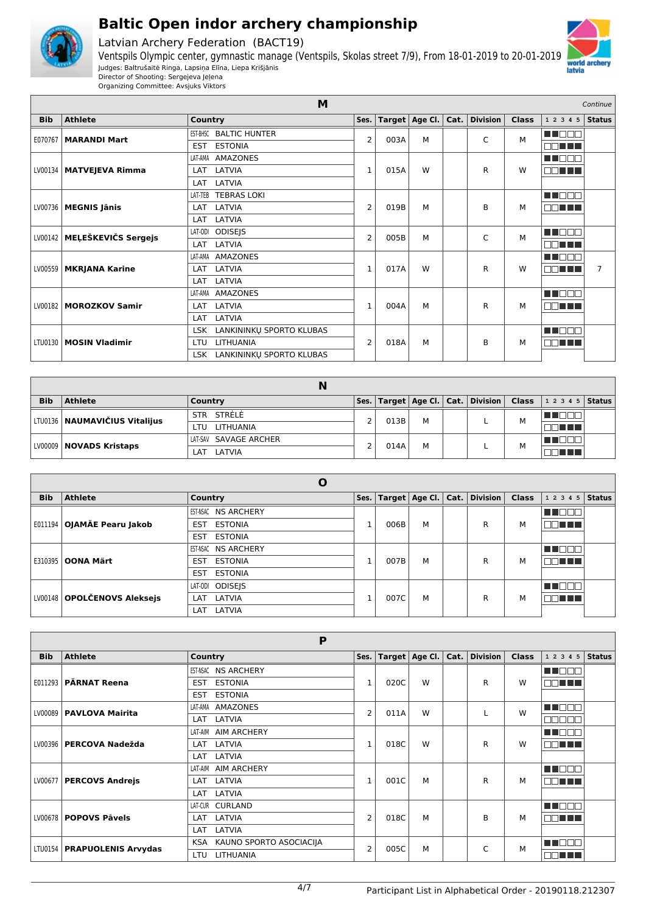# Baltic Open indor archery championship

Latvian Archery Federation (BACT19)

Ventspils Olympic center, gymnastic manage (Ventspils, Skolas street 7/9), From 18-01-2019 to 20-01-2019

Judges: Baltrušaitė Ringa, Lapsiņa Elīna, Liepa Krišjānis

Director of Shooting: Sergejeva Jeļena

Organizing Committee: Avsjuks Viktors

## M

*Continue*

| Bib | Athlete | Country | Ses. | Target | Age Cl. | Cat. | Division | Class | 1 2 3 4 5 | Status |
|---|---|---|---|---|---|---|---|---|---|---|
| E070767 | **MARANDI Mart** | EST-BHSC BALTIC HUNTER<br>EST ESTONIA | 2 | 003A | M | | C | M | | |
| LV00134 | **MATVEJEVA Rimma** | LAT-AMA AMAZONES<br>LAT LATVIA<br>LAT LATVIA | 1 | 015A | W | | R | W | | |
| LV00736 | **MEGNIS Jānis** | LAT-TEB TEBRAS LOKI<br>LAT LATVIA<br>LAT LATVIA | 2 | 019B | M | | B | M | | |
| LV00142 | **MEĻEŠKEVIČS Sergejs** | LAT-ODI ODISEJS<br>LAT LATVIA | 2 | 005B | M | | C | M | | |
| LV00559 | **MKRJANA Karine** | LAT-AMA AMAZONES<br>LAT LATVIA<br>LAT LATVIA | 1 | 017A | W | | R | W | | 7 |
| LV00182 | **MOROZKOV Samir** | LAT-AMA AMAZONES<br>LAT LATVIA<br>LAT LATVIA | 1 | 004A | M | | R | M | | |
| LTU0130 | **MOSIN Vladimir** | LSK LANKININKŲ SPORTO KLUBAS<br>LTU LITHUANIA<br>LSK LANKININKŲ SPORTO KLUBAS | 2 | 018A | M | | B | M | | |

## N

| Bib | Athlete | Country | Ses. | Target | Age Cl. | Cat. | Division | Class | 1 2 3 4 5 | Status |
|---|---|---|---|---|---|---|---|---|---|---|
| LTU0136 | **NAUMAVIČIUS Vitalijus** | STR STRĖLĖ<br>LTU LITHUANIA | 2 | 013B | M | | L | M | | |
| LV00009 | **NOVADS Kristaps** | LAT-SAV SAVAGE ARCHER<br>LAT LATVIA | 2 | 014A | M | | L | M | | |

## O

| Bib | Athlete | Country | Ses. | Target | Age Cl. | Cat. | Division | Class | 1 2 3 4 5 | Status |
|---|---|---|---|---|---|---|---|---|---|---|
| E011194 | **OJAMÄE Pearu Jakob** | EST-NSAC NS ARCHERY<br>EST ESTONIA<br>EST ESTONIA | 1 | 006B | M | | R | M | | |
| E310395 | **OONA Märt** | EST-NSAC NS ARCHERY<br>EST ESTONIA<br>EST ESTONIA | 1 | 007B | M | | R | M | | |
| LV00148 | **OPOLČENOVS Aleksejs** | LAT-ODI ODISEJS<br>LAT LATVIA<br>LAT LATVIA | 1 | 007C | M | | R | M | | |

## P

| Bib | Athlete | Country | Ses. | Target | Age Cl. | Cat. | Division | Class | 1 2 3 4 5 | Status |
|---|---|---|---|---|---|---|---|---|---|---|
| E011293 | **PÄRNAT Reena** | EST-NSAC NS ARCHERY<br>EST ESTONIA<br>EST ESTONIA | 1 | 020C | W | | R | W | | |
| LV00089 | **PAVLOVA Mairita** | LAT-AMA AMAZONES<br>LAT LATVIA | 2 | 011A | W | | L | W | | |
| LV00396 | **PERCOVA Nadežda** | LAT-AIM AIM ARCHERY<br>LAT LATVIA<br>LAT LATVIA | 1 | 018C | W | | R | W | | |
| LV00677 | **PERCOVS Andrejs** | LAT-AIM AIM ARCHERY<br>LAT LATVIA<br>LAT LATVIA | 1 | 001C | M | | R | M | | |
| LV00678 | **POPOVS Pāvels** | LAT-CUR CURLAND<br>LAT LATVIA<br>LAT LATVIA | 2 | 018C | M | | B | M | | |
| LTU0154 | **PRAPUOLENIS Arvydas** | KSA KAUNO SPORTO ASOCIACIJA<br>LTU LITHUANIA | 2 | 005C | M | | C | M | | |

Participant List in Alphabetical Order - 20190118.212307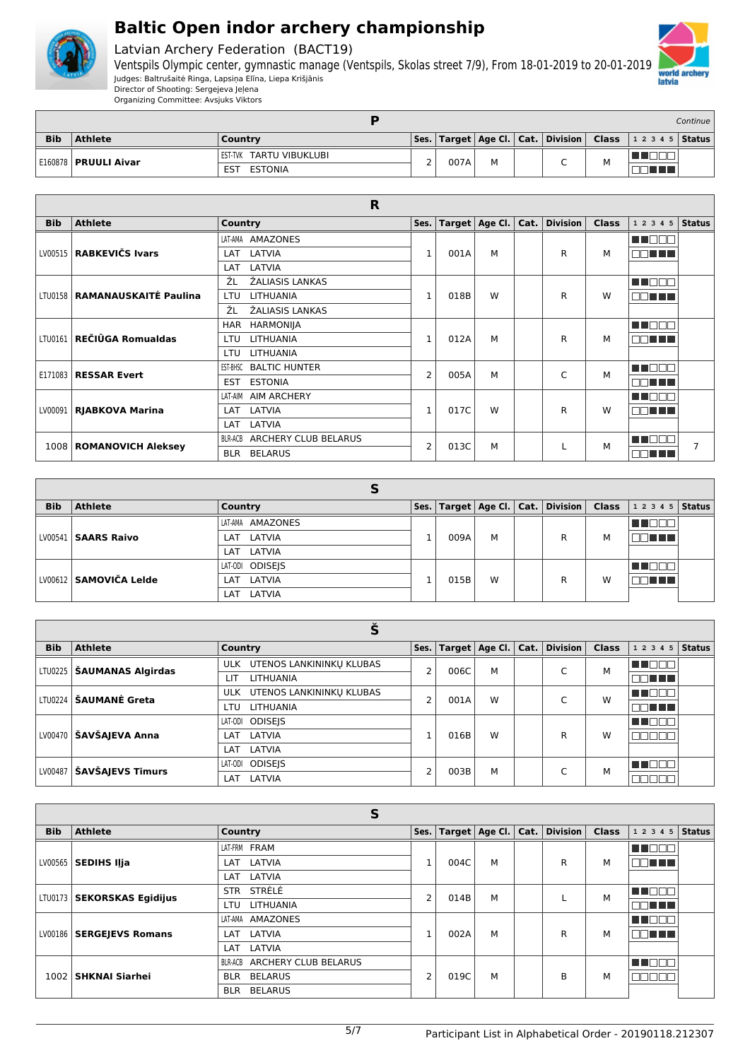# Baltic Open indoor archery championship

Latvian Archery Federation (BACT19)

Ventspils Olympic center, gymnastic manage (Ventspils, Skolas street 7/9), From 18-01-2019 to 20-01-2019

Judges: Baltrušaitė Ringa, Lapsiņa Elīna, Liepa Krišjānis

Director of Shooting: Sergejeva Jeļena

Organizing Committee: Avsjuks Viktors

## P

*Continue*

| Bib | Athlete | Country | Ses. | Target | Age Cl. | Cat. | Division | Class | 1 2 3 4 5 | Status |
|---|---|---|---|---|---|---|---|---|---|---|
| E160878 | **PRUULI Aivar** | EST-TVK TARTU VIBUKLUBI<br>EST ESTONIA | 2 | 007A | M | | C | M | | |

## R

| Bib | Athlete | Country | Ses. | Target | Age Cl. | Cat. | Division | Class | 1 2 3 4 5 | Status |
|---|---|---|---|---|---|---|---|---|---|---|
| LV00515 | **RABKEVIČS Ivars** | LAT-AMA AMAZONES<br>LAT LATVIA<br>LAT LATVIA | 1 | 001A | M | | R | M | | |
| LTU0158 | **RAMANAUSKAITĖ Paulina** | ŽL ŽALIASIS LANKAS<br>LTU LITHUANIA<br>ŽL ŽALIASIS LANKAS | 1 | 018B | W | | R | W | | |
| LTU0161 | **REČIŪGA Romualdas** | HAR HARMONIJA<br>LTU LITHUANIA<br>LTU LITHUANIA | 1 | 012A | M | | R | M | | |
| E171083 | **RESSAR Evert** | EST-BHSC BALTIC HUNTER<br>EST ESTONIA | 2 | 005A | M | | C | M | | |
| LV00091 | **RJABKOVA Marina** | LAT-AIM AIM ARCHERY<br>LAT LATVIA<br>LAT LATVIA | 1 | 017C | W | | R | W | | |
| 1008 | **ROMANOVICH Aleksey** | BLR-ACB ARCHERY CLUB BELARUS<br>BLR BELARUS | 2 | 013C | M | | L | M | | 7 |

## S

| Bib | Athlete | Country | Ses. | Target | Age Cl. | Cat. | Division | Class | 1 2 3 4 5 | Status |
|---|---|---|---|---|---|---|---|---|---|---|
| LV00541 | **SAARS Raivo** | LAT-AMA AMAZONES<br>LAT LATVIA<br>LAT LATVIA | 1 | 009A | M | | R | M | | |
| LV00612 | **SAMOVIČA Lelde** | LAT-ODI ODISEJS<br>LAT LATVIA<br>LAT LATVIA | 1 | 015B | W | | R | W | | |

## Š

| Bib | Athlete | Country | Ses. | Target | Age Cl. | Cat. | Division | Class | 1 2 3 4 5 | Status |
|---|---|---|---|---|---|---|---|---|---|---|
| LTU0225 | **ŠAUMANAS Algirdas** | ULK UTENOS LANKININKŲ KLUBAS<br>LIT LITHUANIA | 2 | 006C | M | | C | M | | |
| LTU0224 | **ŠAUMANĖ Greta** | ULK UTENOS LANKININKŲ KLUBAS<br>LTU LITHUANIA | 2 | 001A | W | | C | W | | |
| LV00470 | **ŠAVŠAJEVA Anna** | LAT-ODI ODISEJS<br>LAT LATVIA<br>LAT LATVIA | 1 | 016B | W | | R | W | | |
| LV00487 | **ŠAVŠAJEVS Timurs** | LAT-ODI ODISEJS<br>LAT LATVIA | 2 | 003B | M | | C | M | | |

## S

| Bib | Athlete | Country | Ses. | Target | Age Cl. | Cat. | Division | Class | 1 2 3 4 5 | Status |
|---|---|---|---|---|---|---|---|---|---|---|
| LV00565 | **SEDIHS Ilja** | LAT-FRM FRAM<br>LAT LATVIA<br>LAT LATVIA | 1 | 004C | M | | R | M | | |
| LTU0173 | **SEKORSKAS Egidijus** | STR STRĖLĖ<br>LTU LITHUANIA | 2 | 014B | M | | L | M | | |
| LV00186 | **SERGEJEVS Romans** | LAT-AMA AMAZONES<br>LAT LATVIA<br>LAT LATVIA | 1 | 002A | M | | R | M | | |
| 1002 | **SHKNAI Siarhei** | BLR-ACB ARCHERY CLUB BELARUS<br>BLR BELARUS<br>BLR BELARUS | 2 | 019C | M | | B | M | | |

Participant List in Alphabetical Order - 20190118.212307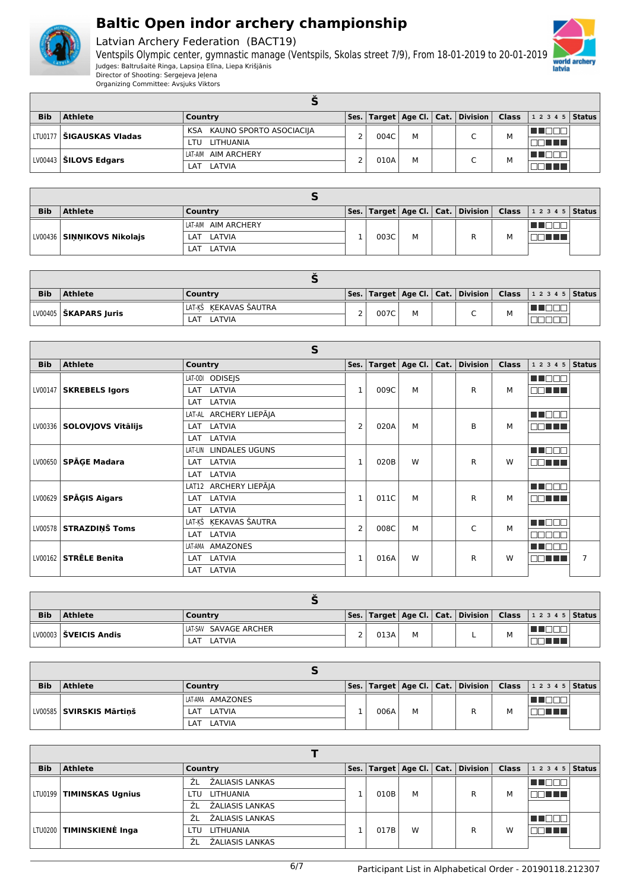# Baltic Open indoor archery championship

Latvian Archery Federation (BACT19)

Ventspils Olympic center, gymnastic manage (Ventspils, Skolas street 7/9), From 18-01-2019 to 20-01-2019

Judges: Baltrušaitė Ringa, Lapsiņa Elīna, Liepa Krišjānis

Director of Shooting: Sergejeva Jeļena

Organizing Committee: Avsjuks Viktors

### Š

| Bib | Athlete | Country | Ses. | Target | Age Cl. | Cat. | Division | Class | 1 2 3 4 5 | Status |
|---|---|---|---|---|---|---|---|---|---|---|
| LTU0177 | **ŠIGAUSKAS Vladas** | KSA KAUNO SPORTO ASOCIACIJA / LTU LITHUANIA | 2 | 004C | M | | C | M | | |
| LV00443 | **ŠILOVS Edgars** | LAT-AIM AIM ARCHERY / LAT LATVIA | 2 | 010A | M | | C | M | | |

### S

| Bib | Athlete | Country | Ses. | Target | Age Cl. | Cat. | Division | Class | 1 2 3 4 5 | Status |
|---|---|---|---|---|---|---|---|---|---|---|
| LV00436 | **SIŅŅIKOVS Nikolajs** | LAT-AIM AIM ARCHERY / LAT LATVIA / LAT LATVIA | 1 | 003C | M | | R | M | | |

### Š

| Bib | Athlete | Country | Ses. | Target | Age Cl. | Cat. | Division | Class | 1 2 3 4 5 | Status |
|---|---|---|---|---|---|---|---|---|---|---|
| LV00405 | **ŠKAPARS Juris** | LAT-KŠ ĶEKAVAS ŠAUTRA / LAT LATVIA | 2 | 007C | M | | C | M | | |

### S

| Bib | Athlete | Country | Ses. | Target | Age Cl. | Cat. | Division | Class | 1 2 3 4 5 | Status |
|---|---|---|---|---|---|---|---|---|---|---|
| LV00147 | **SKREBELS Igors** | LAT-ODI ODISEJS / LAT LATVIA / LAT LATVIA | 1 | 009C | M | | R | M | | |
| LV00336 | **SOLOVJOVS Vitālijs** | LAT-AL ARCHERY LIEPĀJA / LAT LATVIA / LAT LATVIA | 2 | 020A | M | | B | M | | |
| LV00650 | **SPĀĢE Madara** | LAT-LIN LINDALES UGUNS / LAT LATVIA / LAT LATVIA | 1 | 020B | W | | R | W | | |
| LV00629 | **SPĀĢIS Aigars** | LAT12 ARCHERY LIEPĀJA / LAT LATVIA / LAT LATVIA | 1 | 011C | M | | R | M | | |
| LV00578 | **STRAZDIŅŠ Toms** | LAT-KŠ ĶEKAVAS ŠAUTRA / LAT LATVIA | 2 | 008C | M | | C | M | | |
| LV00162 | **STRĒLE Benita** | LAT-AMA AMAZONES / LAT LATVIA / LAT LATVIA | 1 | 016A | W | | R | W | | 7 |

### Š

| Bib | Athlete | Country | Ses. | Target | Age Cl. | Cat. | Division | Class | 1 2 3 4 5 | Status |
|---|---|---|---|---|---|---|---|---|---|---|
| LV00003 | **ŠVEICIS Andis** | LAT-SAV SAVAGE ARCHER / LAT LATVIA | 2 | 013A | M | | L | M | | |

### S

| Bib | Athlete | Country | Ses. | Target | Age Cl. | Cat. | Division | Class | 1 2 3 4 5 | Status |
|---|---|---|---|---|---|---|---|---|---|---|
| LV00585 | **SVIRSKIS Mārtiņš** | LAT-AMA AMAZONES / LAT LATVIA / LAT LATVIA | 1 | 006A | M | | R | M | | |

### T

| Bib | Athlete | Country | Ses. | Target | Age Cl. | Cat. | Division | Class | 1 2 3 4 5 | Status |
|---|---|---|---|---|---|---|---|---|---|---|
| LTU0199 | **TIMINSKAS Ugnius** | ŽL ŽALIASIS LANKAS / LTU LITHUANIA / ŽL ŽALIASIS LANKAS | 1 | 010B | M | | R | M | | |
| LTU0200 | **TIMINSKIENĖ Inga** | ŽL ŽALIASIS LANKAS / LTU LITHUANIA / ŽL ŽALIASIS LANKAS | 1 | 017B | W | | R | W | | |

Participant List in Alphabetical Order - 20190118.212307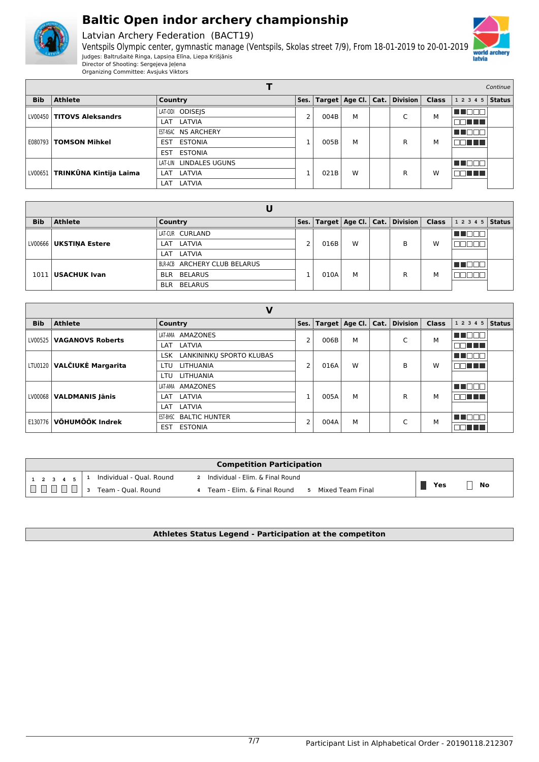# Baltic Open indor archery championship

Latvian Archery Federation (BACT19)

Ventspils Olympic center, gymnastic manage (Ventspils, Skolas street 7/9), From 18-01-2019 to 20-01-2019

Judges: Baltrušaitė Ringa, Lapsiņa Elīna, Liepa Krišjānis

Director of Shooting: Sergejeva Jeļena

Organizing Committee: Avsjuks Viktors

## T

*Continue*

| Bib | Athlete | Country | Ses. | Target | Age Cl. | Cat. | Division | Class | 1 2 3 4 5 | Status |
|---|---|---|---|---|---|---|---|---|---|---|
| LV00450 | **TITOVS Aleksandrs** | LAT-ODI ODISEJS / LAT LATVIA | 2 | 004B | M | | C | M | ■■□□□ / □□■■■ | |
| E080793 | **TOMSON Mihkel** | EST-NSAC NS ARCHERY / EST ESTONIA / EST ESTONIA | 1 | 005B | M | | R | M | ■■□□□ / □□■■■ | |
| LV00651 | **TRINKŪNA Kintija Laima** | LAT-LIN LINDALES UGUNS / LAT LATVIA / LAT LATVIA | 1 | 021B | W | | R | W | ■■□□□ / □□■■■ | |

## U

| Bib | Athlete | Country | Ses. | Target | Age Cl. | Cat. | Division | Class | 1 2 3 4 5 | Status |
|---|---|---|---|---|---|---|---|---|---|---|
| LV00666 | **UKSTIŅA Estere** | LAT-CUR CURLAND / LAT LATVIA / LAT LATVIA | 2 | 016B | W | | B | W | ■■□□□ / □□□□□ | |
| 1011 | **USACHUK Ivan** | BLR-ACB ARCHERY CLUB BELARUS / BLR BELARUS / BLR BELARUS | 1 | 010A | M | | R | M | ■■□□□ / □□□□□ | |

## V

| Bib | Athlete | Country | Ses. | Target | Age Cl. | Cat. | Division | Class | 1 2 3 4 5 | Status |
|---|---|---|---|---|---|---|---|---|---|---|
| LV00525 | **VAGANOVS Roberts** | LAT-AMA AMAZONES / LAT LATVIA | 2 | 006B | M | | C | M | ■■□□□ / □□■■■ | |
| LTU0120 | **VALČIUKĖ Margarita** | LSK LANKININKŲ SPORTO KLUBAS / LTU LITHUANIA / LTU LITHUANIA | 2 | 016A | W | | B | W | ■■□□□ / □□■■■ | |
| LV00068 | **VALDMANIS Jānis** | LAT-AMA AMAZONES / LAT LATVIA / LAT LATVIA | 1 | 005A | M | | R | M | ■■□□□ / □□■■■ | |
| E130776 | **VÕHUMÕÕK Indrek** | EST-BHSC BALTIC HUNTER / EST ESTONIA | 2 | 004A | M | | C | M | ■■□□□ / □□■■■ | |

## Competition Participation

| 1 2 3 4 5 | | | |
|---|---|---|---|
| □ □ □ □ □ | 1 Individual - Qual. Round | 2 Individual - Elim. & Final Round | ■ Yes □ No |
| | 3 Team - Qual. Round | 4 Team - Elim. & Final Round 5 Mixed Team Final | |

## Athletes Status Legend - Participation at the competiton

Participant List in Alphabetical Order - 20190118.212307